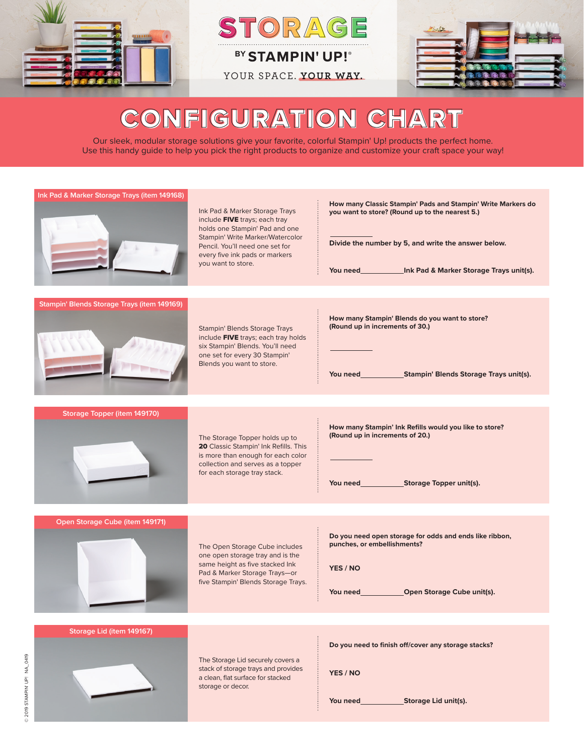# STORAGE

BY STAMPIN' UP!®

YOUR SPACE. YOUR WAY.

# CONFIGURATION CHART

Our sleek, modular storage solutions give your favorite, colorful Stampin' Up! products the perfect home.
Use this handy guide to help you pick the right products to organize and customize your craft space your way!

## Ink Pad & Marker Storage Trays (item 149168)

Ink Pad & Marker Storage Trays include **FIVE** trays; each tray holds one Stampin' Pad and one Stampin' Write Marker/Watercolor Pencil. You'll need one set for every five ink pads or markers you want to store.

**How many Classic Stampin' Pads and Stampin' Write Markers do you want to store? (Round up to the nearest 5.)**

__________

**Divide the number by 5, and write the answer below.**

**You need__________Ink Pad & Marker Storage Trays unit(s).**

## Stampin' Blends Storage Trays (item 149169)

Stampin' Blends Storage Trays include **FIVE** trays; each tray holds six Stampin' Blends. You'll need one set for every 30 Stampin' Blends you want to store.

**How many Stampin' Blends do you want to store? (Round up in increments of 30.)**

__________

**You need__________Stampin' Blends Storage Trays unit(s).**

## Storage Topper (item 149170)

The Storage Topper holds up to **20** Classic Stampin' Ink Refills. This is more than enough for each color collection and serves as a topper for each storage tray stack.

**How many Stampin' Ink Refills would you like to store? (Round up in increments of 20.)**

__________

**You need__________Storage Topper unit(s).**

## Open Storage Cube (item 149171)

The Open Storage Cube includes one open storage tray and is the same height as five stacked Ink Pad & Marker Storage Trays—or five Stampin' Blends Storage Trays.

**Do you need open storage for odds and ends like ribbon, punches, or embellishments?**

**YES / NO**

**You need__________Open Storage Cube unit(s).**

## Storage Lid (item 149167)

The Storage Lid securely covers a stack of storage trays and provides a clean, flat surface for stacked storage or decor.

**Do you need to finish off/cover any storage stacks?**

**YES / NO**

**You need__________Storage Lid unit(s).**

© 2019 STAMPIN' UP! NA_0419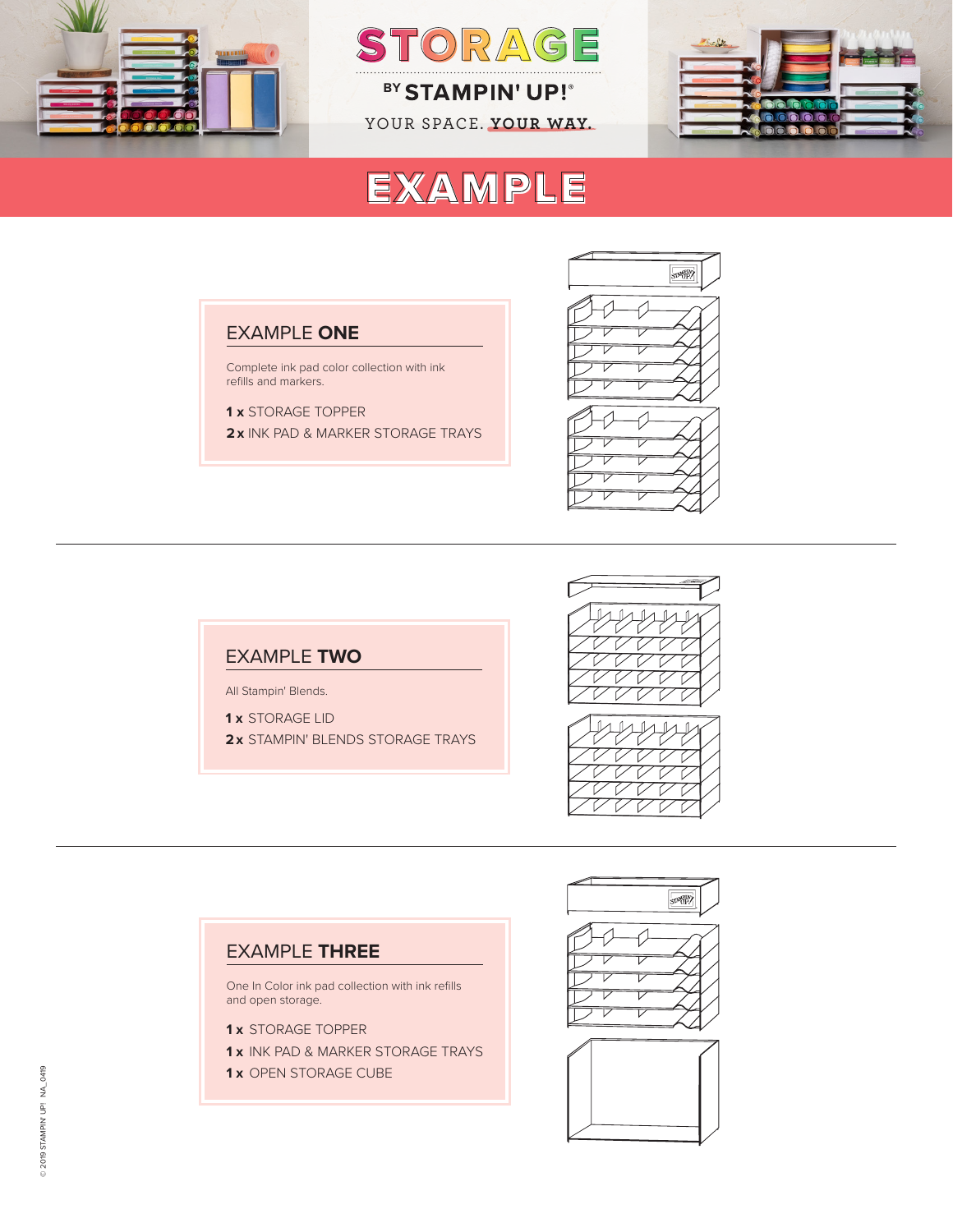# STORAGE

BY STAMPIN' UP!®

YOUR SPACE. YOUR WAY.

# EXAMPLE

## EXAMPLE **ONE**

Complete ink pad color collection with ink refills and markers.

**1 x** STORAGE TOPPER
**2 x** INK PAD & MARKER STORAGE TRAYS

## EXAMPLE **TWO**

All Stampin' Blends.

**1 x** STORAGE LID
**2 x** STAMPIN' BLENDS STORAGE TRAYS

## EXAMPLE **THREE**

One In Color ink pad collection with ink refills and open storage.

**1 x** STORAGE TOPPER
**1 x** INK PAD & MARKER STORAGE TRAYS
**1 x** OPEN STORAGE CUBE

© 2019 STAMPIN' UP! NA_0419